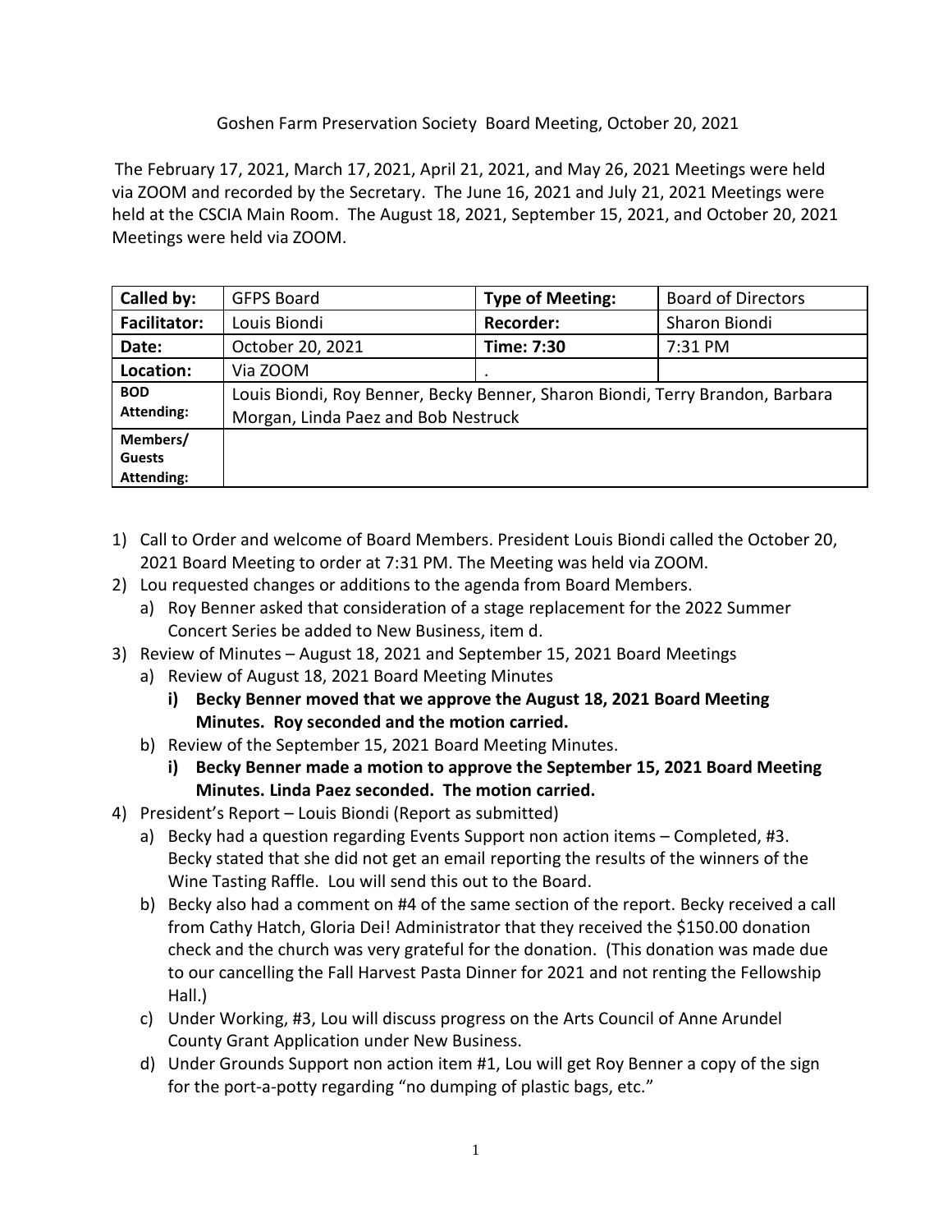Goshen Farm Preservation Society Board Meeting, October 20, 2021

The February 17, 2021, March 17, 2021, April 21, 2021, and May 26, 2021 Meetings were held via ZOOM and recorded by the Secretary. The June 16, 2021 and July 21, 2021 Meetings were held at the CSCIA Main Room. The August 18, 2021, September 15, 2021, and October 20, 2021 Meetings were held via ZOOM.

| **Called by:** | GFPS Board | **Type of Meeting:** | Board of Directors |
|---|---|---|---|
| **Facilitator:** | Louis Biondi | **Recorder:** | Sharon Biondi |
| **Date:** | October 20, 2021 | **Time: 7:30** | 7:31 PM |
| **Location:** | Via ZOOM | . | |
| **BOD Attending:** | Louis Biondi, Roy Benner, Becky Benner, Sharon Biondi, Terry Brandon, Barbara Morgan, Linda Paez and Bob Nestruck | | |
| **Members/ Guests Attending:** | | | |

1) Call to Order and welcome of Board Members. President Louis Biondi called the October 20, 2021 Board Meeting to order at 7:31 PM. The Meeting was held via ZOOM.
2) Lou requested changes or additions to the agenda from Board Members.
   a) Roy Benner asked that consideration of a stage replacement for the 2022 Summer Concert Series be added to New Business, item d.
3) Review of Minutes – August 18, 2021 and September 15, 2021 Board Meetings
   a) Review of August 18, 2021 Board Meeting Minutes
      i) **Becky Benner moved that we approve the August 18, 2021 Board Meeting Minutes. Roy seconded and the motion carried.**
   b) Review of the September 15, 2021 Board Meeting Minutes.
      i) **Becky Benner made a motion to approve the September 15, 2021 Board Meeting Minutes. Linda Paez seconded. The motion carried.**
4) President's Report – Louis Biondi (Report as submitted)
   a) Becky had a question regarding Events Support non action items – Completed, #3. Becky stated that she did not get an email reporting the results of the winners of the Wine Tasting Raffle. Lou will send this out to the Board.
   b) Becky also had a comment on #4 of the same section of the report. Becky received a call from Cathy Hatch, Gloria Dei! Administrator that they received the $150.00 donation check and the church was very grateful for the donation. (This donation was made due to our cancelling the Fall Harvest Pasta Dinner for 2021 and not renting the Fellowship Hall.)
   c) Under Working, #3, Lou will discuss progress on the Arts Council of Anne Arundel County Grant Application under New Business.
   d) Under Grounds Support non action item #1, Lou will get Roy Benner a copy of the sign for the port-a-potty regarding "no dumping of plastic bags, etc."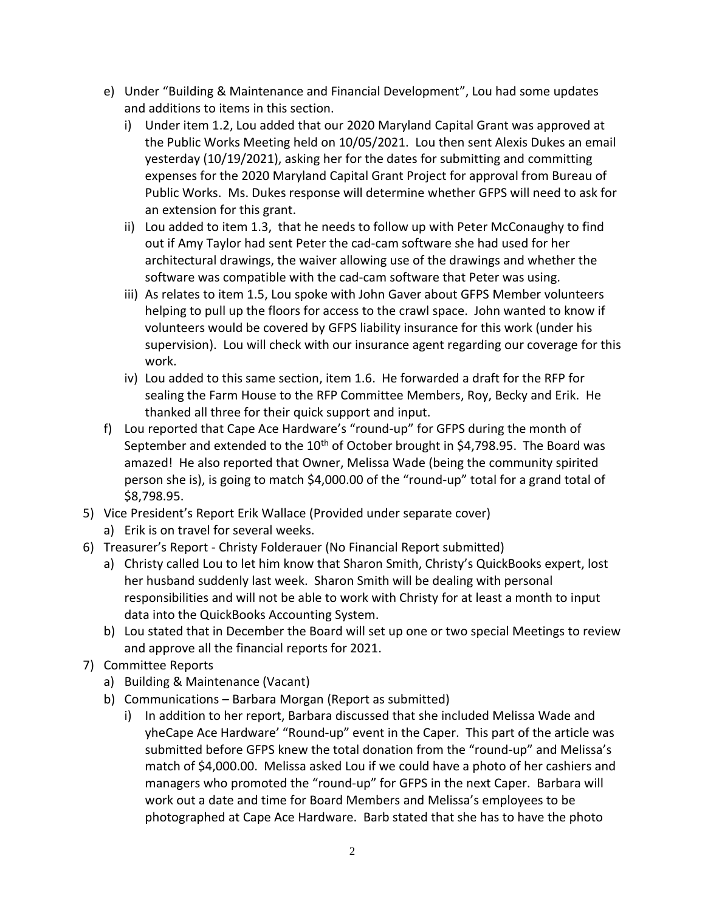e) Under "Building & Maintenance and Financial Development", Lou had some updates and additions to items in this section.
   i) Under item 1.2, Lou added that our 2020 Maryland Capital Grant was approved at the Public Works Meeting held on 10/05/2021. Lou then sent Alexis Dukes an email yesterday (10/19/2021), asking her for the dates for submitting and committing expenses for the 2020 Maryland Capital Grant Project for approval from Bureau of Public Works. Ms. Dukes response will determine whether GFPS will need to ask for an extension for this grant.
   ii) Lou added to item 1.3, that he needs to follow up with Peter McConaughy to find out if Amy Taylor had sent Peter the cad-cam software she had used for her architectural drawings, the waiver allowing use of the drawings and whether the software was compatible with the cad-cam software that Peter was using.
   iii) As relates to item 1.5, Lou spoke with John Gaver about GFPS Member volunteers helping to pull up the floors for access to the crawl space. John wanted to know if volunteers would be covered by GFPS liability insurance for this work (under his supervision). Lou will check with our insurance agent regarding our coverage for this work.
   iv) Lou added to this same section, item 1.6. He forwarded a draft for the RFP for sealing the Farm House to the RFP Committee Members, Roy, Becky and Erik. He thanked all three for their quick support and input.

f) Lou reported that Cape Ace Hardware's "round-up" for GFPS during the month of September and extended to the 10th of October brought in $4,798.95. The Board was amazed! He also reported that Owner, Melissa Wade (being the community spirited person she is), is going to match $4,000.00 of the "round-up" total for a grand total of $8,798.95.

5) Vice President's Report Erik Wallace (Provided under separate cover)
   a) Erik is on travel for several weeks.

6) Treasurer's Report - Christy Folderauer (No Financial Report submitted)
   a) Christy called Lou to let him know that Sharon Smith, Christy's QuickBooks expert, lost her husband suddenly last week. Sharon Smith will be dealing with personal responsibilities and will not be able to work with Christy for at least a month to input data into the QuickBooks Accounting System.
   b) Lou stated that in December the Board will set up one or two special Meetings to review and approve all the financial reports for 2021.

7) Committee Reports
   a) Building & Maintenance (Vacant)
   b) Communications – Barbara Morgan (Report as submitted)
      i) In addition to her report, Barbara discussed that she included Melissa Wade and yheCape Ace Hardware' "Round-up" event in the Caper. This part of the article was submitted before GFPS knew the total donation from the "round-up" and Melissa's match of $4,000.00. Melissa asked Lou if we could have a photo of her cashiers and managers who promoted the "round-up" for GFPS in the next Caper. Barbara will work out a date and time for Board Members and Melissa's employees to be photographed at Cape Ace Hardware. Barb stated that she has to have the photo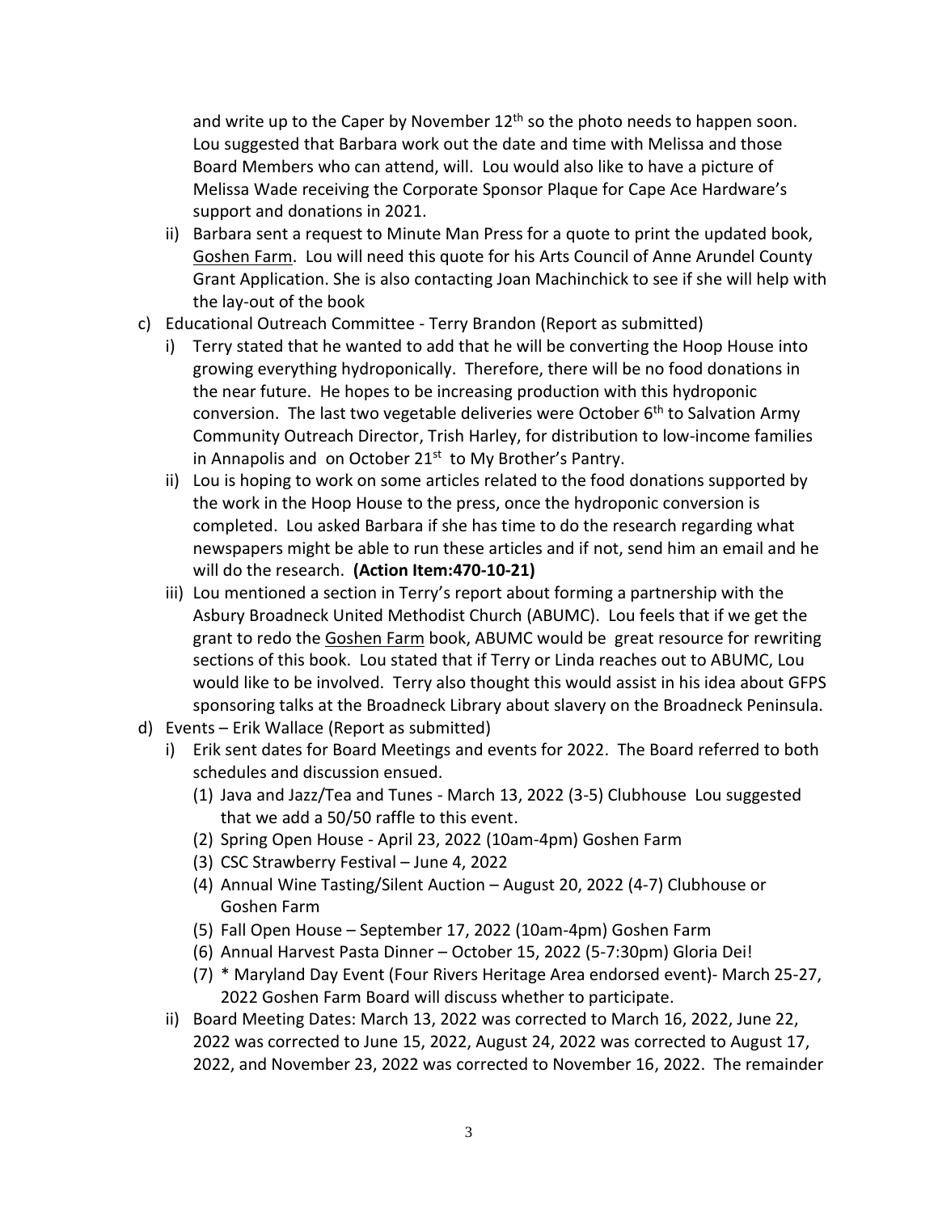and write up to the Caper by November 12th so the photo needs to happen soon. Lou suggested that Barbara work out the date and time with Melissa and those Board Members who can attend, will. Lou would also like to have a picture of Melissa Wade receiving the Corporate Sponsor Plaque for Cape Ace Hardware's support and donations in 2021.

   ii) Barbara sent a request to Minute Man Press for a quote to print the updated book, Goshen Farm. Lou will need this quote for his Arts Council of Anne Arundel County Grant Application. She is also contacting Joan Machinchick to see if she will help with the lay-out of the book

c) Educational Outreach Committee - Terry Brandon (Report as submitted)
   i) Terry stated that he wanted to add that he will be converting the Hoop House into growing everything hydroponically. Therefore, there will be no food donations in the near future. He hopes to be increasing production with this hydroponic conversion. The last two vegetable deliveries were October 6th to Salvation Army Community Outreach Director, Trish Harley, for distribution to low-income families in Annapolis and on October 21st to My Brother's Pantry.
   ii) Lou is hoping to work on some articles related to the food donations supported by the work in the Hoop House to the press, once the hydroponic conversion is completed. Lou asked Barbara if she has time to do the research regarding what newspapers might be able to run these articles and if not, send him an email and he will do the research. **(Action Item:470-10-21)**
   iii) Lou mentioned a section in Terry's report about forming a partnership with the Asbury Broadneck United Methodist Church (ABUMC). Lou feels that if we get the grant to redo the Goshen Farm book, ABUMC would be great resource for rewriting sections of this book. Lou stated that if Terry or Linda reaches out to ABUMC, Lou would like to be involved. Terry also thought this would assist in his idea about GFPS sponsoring talks at the Broadneck Library about slavery on the Broadneck Peninsula.

d) Events – Erik Wallace (Report as submitted)
   i) Erik sent dates for Board Meetings and events for 2022. The Board referred to both schedules and discussion ensued.
      (1) Java and Jazz/Tea and Tunes - March 13, 2022 (3-5) Clubhouse Lou suggested that we add a 50/50 raffle to this event.
      (2) Spring Open House - April 23, 2022 (10am-4pm) Goshen Farm
      (3) CSC Strawberry Festival – June 4, 2022
      (4) Annual Wine Tasting/Silent Auction – August 20, 2022 (4-7) Clubhouse or Goshen Farm
      (5) Fall Open House – September 17, 2022 (10am-4pm) Goshen Farm
      (6) Annual Harvest Pasta Dinner – October 15, 2022 (5-7:30pm) Gloria Dei!
      (7) * Maryland Day Event (Four Rivers Heritage Area endorsed event)- March 25-27, 2022 Goshen Farm Board will discuss whether to participate.
   ii) Board Meeting Dates: March 13, 2022 was corrected to March 16, 2022, June 22, 2022 was corrected to June 15, 2022, August 24, 2022 was corrected to August 17, 2022, and November 23, 2022 was corrected to November 16, 2022. The remainder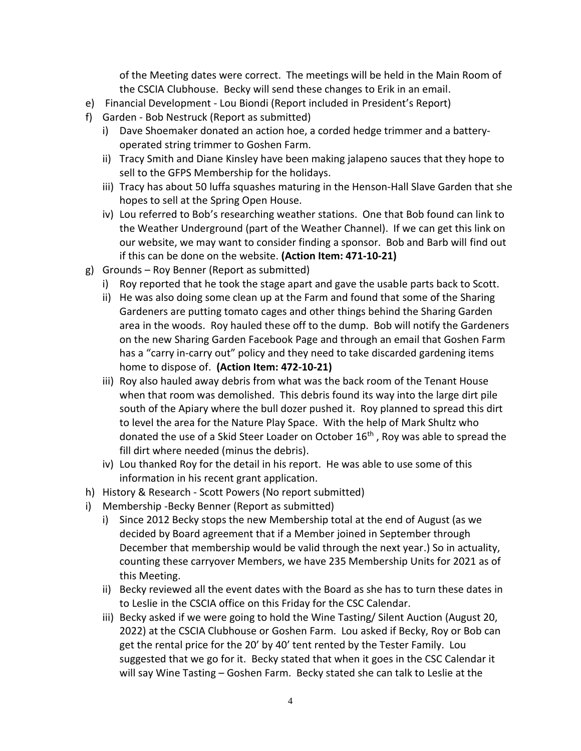of the Meeting dates were correct. The meetings will be held in the Main Room of the CSCIA Clubhouse. Becky will send these changes to Erik in an email.

e) Financial Development - Lou Biondi (Report included in President's Report)
f) Garden - Bob Nestruck (Report as submitted)
   i) Dave Shoemaker donated an action hoe, a corded hedge trimmer and a battery-operated string trimmer to Goshen Farm.
   ii) Tracy Smith and Diane Kinsley have been making jalapeno sauces that they hope to sell to the GFPS Membership for the holidays.
   iii) Tracy has about 50 luffa squashes maturing in the Henson-Hall Slave Garden that she hopes to sell at the Spring Open House.
   iv) Lou referred to Bob's researching weather stations. One that Bob found can link to the Weather Underground (part of the Weather Channel). If we can get this link on our website, we may want to consider finding a sponsor. Bob and Barb will find out if this can be done on the website. **(Action Item: 471-10-21)**
g) Grounds – Roy Benner (Report as submitted)
   i) Roy reported that he took the stage apart and gave the usable parts back to Scott.
   ii) He was also doing some clean up at the Farm and found that some of the Sharing Gardeners are putting tomato cages and other things behind the Sharing Garden area in the woods. Roy hauled these off to the dump. Bob will notify the Gardeners on the new Sharing Garden Facebook Page and through an email that Goshen Farm has a "carry in-carry out" policy and they need to take discarded gardening items home to dispose of. **(Action Item: 472-10-21)**
   iii) Roy also hauled away debris from what was the back room of the Tenant House when that room was demolished. This debris found its way into the large dirt pile south of the Apiary where the bull dozer pushed it. Roy planned to spread this dirt to level the area for the Nature Play Space. With the help of Mark Shultz who donated the use of a Skid Steer Loader on October 16th , Roy was able to spread the fill dirt where needed (minus the debris).
   iv) Lou thanked Roy for the detail in his report. He was able to use some of this information in his recent grant application.
h) History & Research - Scott Powers (No report submitted)
i) Membership -Becky Benner (Report as submitted)
   i) Since 2012 Becky stops the new Membership total at the end of August (as we decided by Board agreement that if a Member joined in September through December that membership would be valid through the next year.) So in actuality, counting these carryover Members, we have 235 Membership Units for 2021 as of this Meeting.
   ii) Becky reviewed all the event dates with the Board as she has to turn these dates in to Leslie in the CSCIA office on this Friday for the CSC Calendar.
   iii) Becky asked if we were going to hold the Wine Tasting/ Silent Auction (August 20, 2022) at the CSCIA Clubhouse or Goshen Farm. Lou asked if Becky, Roy or Bob can get the rental price for the 20' by 40' tent rented by the Tester Family. Lou suggested that we go for it. Becky stated that when it goes in the CSC Calendar it will say Wine Tasting – Goshen Farm. Becky stated she can talk to Leslie at the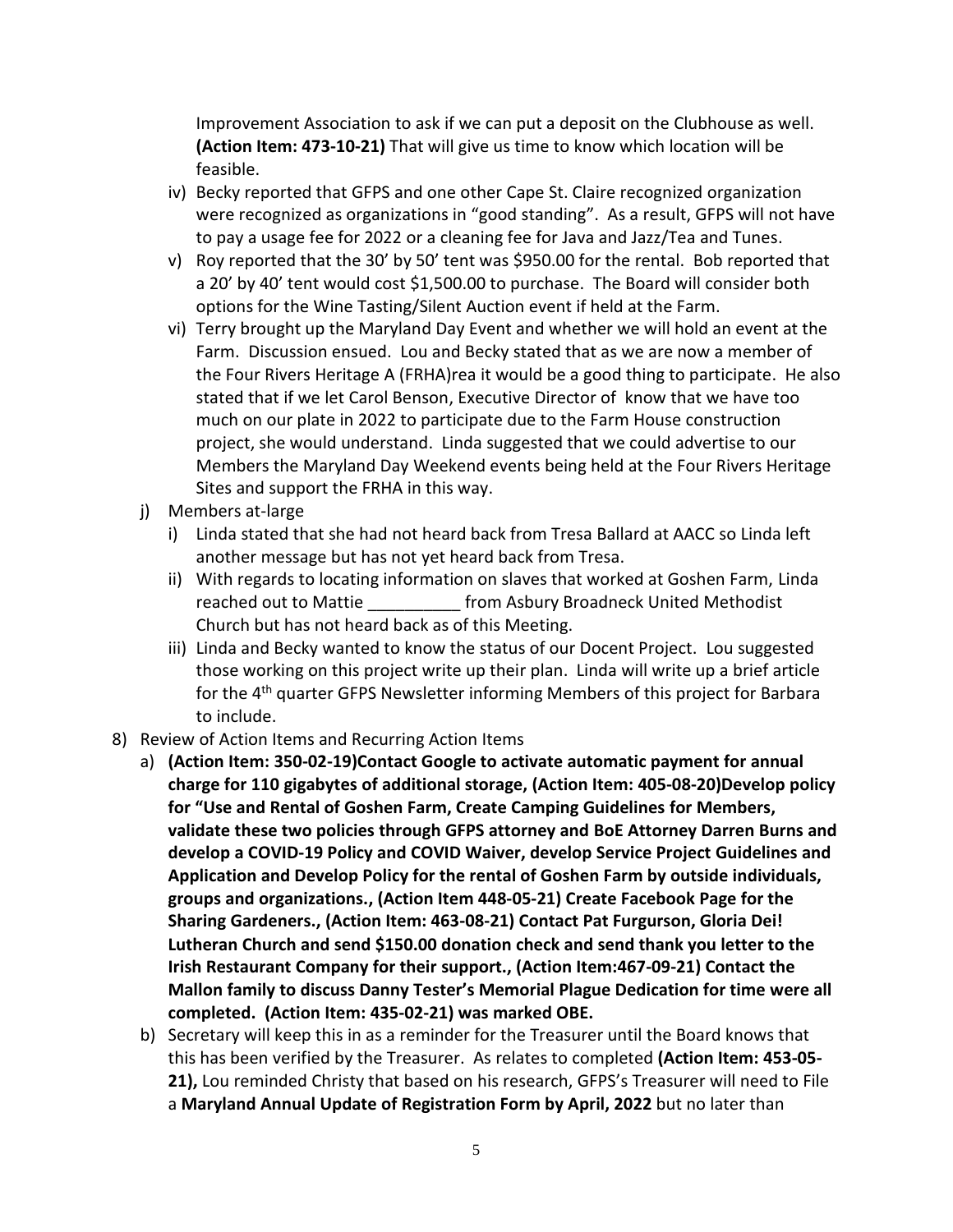Improvement Association to ask if we can put a deposit on the Clubhouse as well. **(Action Item: 473-10-21)** That will give us time to know which location will be feasible.

- iv) Becky reported that GFPS and one other Cape St. Claire recognized organization were recognized as organizations in "good standing". As a result, GFPS will not have to pay a usage fee for 2022 or a cleaning fee for Java and Jazz/Tea and Tunes.
- v) Roy reported that the 30' by 50' tent was $950.00 for the rental. Bob reported that a 20' by 40' tent would cost $1,500.00 to purchase. The Board will consider both options for the Wine Tasting/Silent Auction event if held at the Farm.
- vi) Terry brought up the Maryland Day Event and whether we will hold an event at the Farm. Discussion ensued. Lou and Becky stated that as we are now a member of the Four Rivers Heritage A (FRHA)rea it would be a good thing to participate. He also stated that if we let Carol Benson, Executive Director of know that we have too much on our plate in 2022 to participate due to the Farm House construction project, she would understand. Linda suggested that we could advertise to our Members the Maryland Day Weekend events being held at the Four Rivers Heritage Sites and support the FRHA in this way.

j) Members at-large

- i) Linda stated that she had not heard back from Tresa Ballard at AACC so Linda left another message but has not yet heard back from Tresa.
- ii) With regards to locating information on slaves that worked at Goshen Farm, Linda reached out to Mattie __________ from Asbury Broadneck United Methodist Church but has not heard back as of this Meeting.
- iii) Linda and Becky wanted to know the status of our Docent Project. Lou suggested those working on this project write up their plan. Linda will write up a brief article for the 4th quarter GFPS Newsletter informing Members of this project for Barbara to include.

8) Review of Action Items and Recurring Action Items

- a) **(Action Item: 350-02-19)Contact Google to activate automatic payment for annual charge for 110 gigabytes of additional storage, (Action Item: 405-08-20)Develop policy for "Use and Rental of Goshen Farm, Create Camping Guidelines for Members, validate these two policies through GFPS attorney and BoE Attorney Darren Burns and develop a COVID-19 Policy and COVID Waiver, develop Service Project Guidelines and Application and Develop Policy for the rental of Goshen Farm by outside individuals, groups and organizations., (Action Item 448-05-21) Create Facebook Page for the Sharing Gardeners., (Action Item: 463-08-21) Contact Pat Furgurson, Gloria Dei! Lutheran Church and send $150.00 donation check and send thank you letter to the Irish Restaurant Company for their support., (Action Item:467-09-21) Contact the Mallon family to discuss Danny Tester's Memorial Plague Dedication for time were all completed. (Action Item: 435-02-21) was marked OBE.**
- b) Secretary will keep this in as a reminder for the Treasurer until the Board knows that this has been verified by the Treasurer. As relates to completed **(Action Item: 453-05-21),** Lou reminded Christy that based on his research, GFPS's Treasurer will need to File a **Maryland Annual Update of Registration Form by April, 2022** but no later than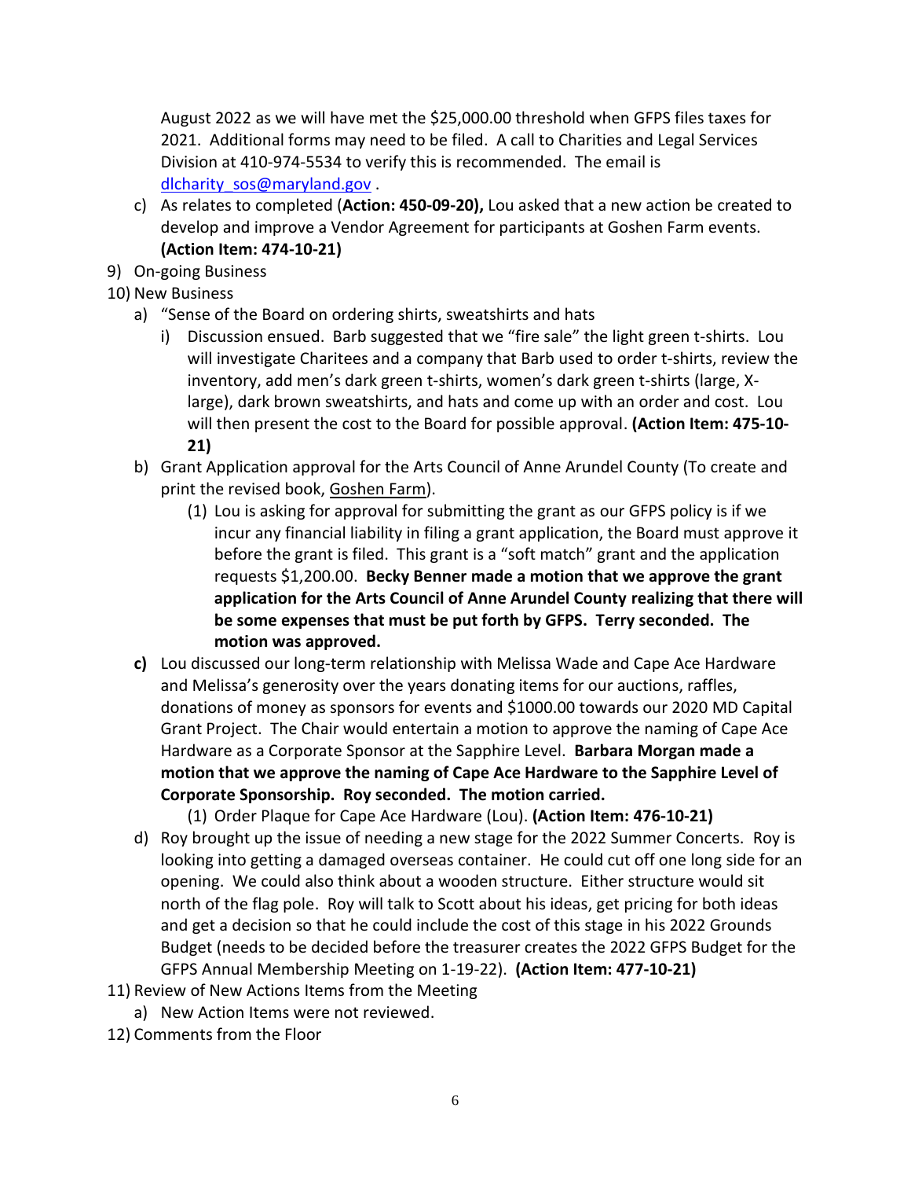August 2022 as we will have met the $25,000.00 threshold when GFPS files taxes for 2021. Additional forms may need to be filed. A call to Charities and Legal Services Division at 410-974-5534 to verify this is recommended. The email is dlcharity_sos@maryland.gov .

c) As relates to completed (**Action: 450-09-20),** Lou asked that a new action be created to develop and improve a Vendor Agreement for participants at Goshen Farm events. **(Action Item: 474-10-21)**

9) On-going Business

10) New Business

a) "Sense of the Board on ordering shirts, sweatshirts and hats

i) Discussion ensued. Barb suggested that we "fire sale" the light green t-shirts. Lou will investigate Charitees and a company that Barb used to order t-shirts, review the inventory, add men's dark green t-shirts, women's dark green t-shirts (large, X-large), dark brown sweatshirts, and hats and come up with an order and cost. Lou will then present the cost to the Board for possible approval. **(Action Item: 475-10-21)**

b) Grant Application approval for the Arts Council of Anne Arundel County (To create and print the revised book, Goshen Farm).

(1) Lou is asking for approval for submitting the grant as our GFPS policy is if we incur any financial liability in filing a grant application, the Board must approve it before the grant is filed. This grant is a "soft match" grant and the application requests $1,200.00. **Becky Benner made a motion that we approve the grant application for the Arts Council of Anne Arundel County realizing that there will be some expenses that must be put forth by GFPS. Terry seconded. The motion was approved.**

**c)** Lou discussed our long-term relationship with Melissa Wade and Cape Ace Hardware and Melissa's generosity over the years donating items for our auctions, raffles, donations of money as sponsors for events and $1000.00 towards our 2020 MD Capital Grant Project. The Chair would entertain a motion to approve the naming of Cape Ace Hardware as a Corporate Sponsor at the Sapphire Level. **Barbara Morgan made a motion that we approve the naming of Cape Ace Hardware to the Sapphire Level of Corporate Sponsorship. Roy seconded. The motion carried.**

(1) Order Plaque for Cape Ace Hardware (Lou). **(Action Item: 476-10-21)**

d) Roy brought up the issue of needing a new stage for the 2022 Summer Concerts. Roy is looking into getting a damaged overseas container. He could cut off one long side for an opening. We could also think about a wooden structure. Either structure would sit north of the flag pole. Roy will talk to Scott about his ideas, get pricing for both ideas and get a decision so that he could include the cost of this stage in his 2022 Grounds Budget (needs to be decided before the treasurer creates the 2022 GFPS Budget for the GFPS Annual Membership Meeting on 1-19-22). **(Action Item: 477-10-21)**

11) Review of New Actions Items from the Meeting

a) New Action Items were not reviewed.

12) Comments from the Floor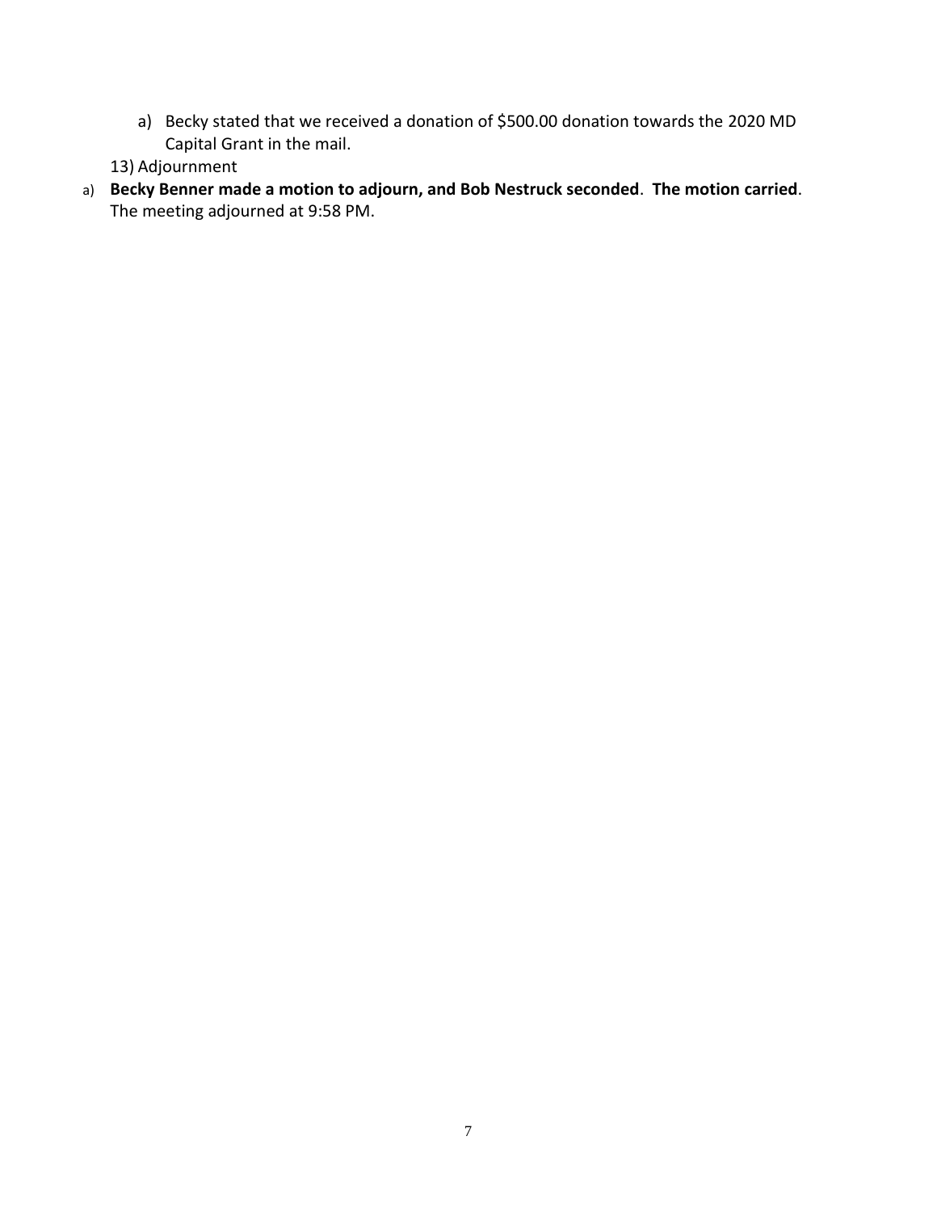a) Becky stated that we received a donation of $500.00 donation towards the 2020 MD Capital Grant in the mail.

13) Adjournment

a) **Becky Benner made a motion to adjourn, and Bob Nestruck seconded**. **The motion carried**. The meeting adjourned at 9:58 PM.